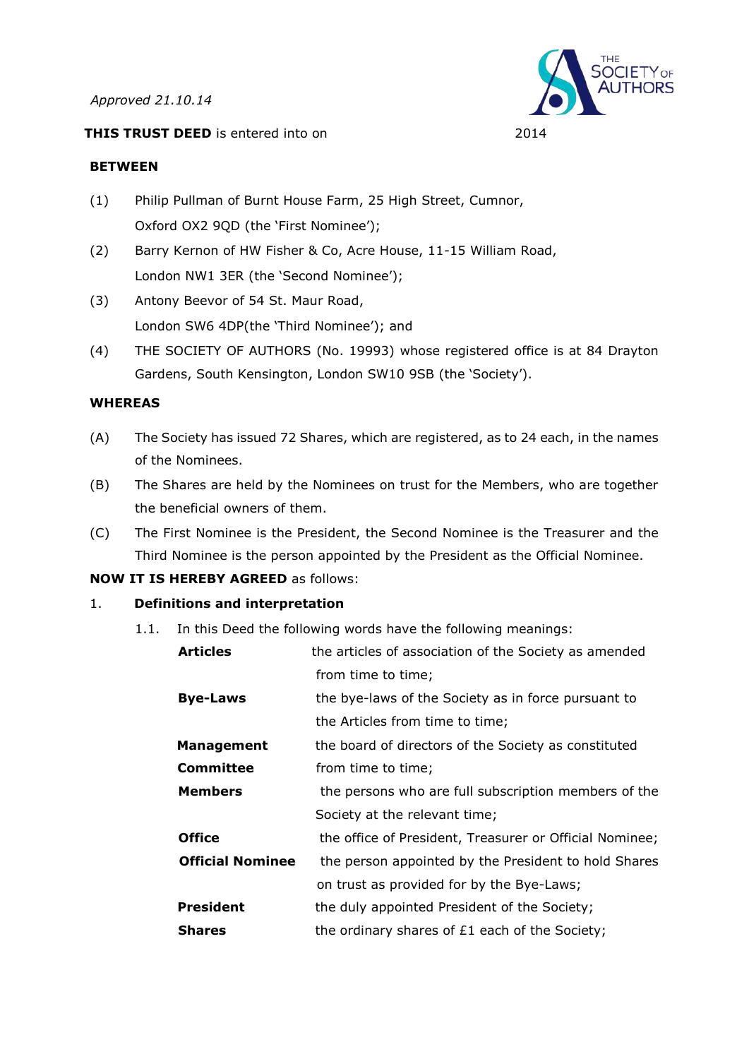*Approved 21.10.14*

**THIS TRUST DEED** is entered into on 2014

**BETWEEN**

(1) Philip Pullman of Burnt House Farm, 25 High Street, Cumnor, Oxford OX2 9QD (the 'First Nominee');

(2) Barry Kernon of HW Fisher & Co, Acre House, 11-15 William Road, London NW1 3ER (the 'Second Nominee');

(3) Antony Beevor of 54 St. Maur Road, London SW6 4DP(the 'Third Nominee'); and

(4) THE SOCIETY OF AUTHORS (No. 19993) whose registered office is at 84 Drayton Gardens, South Kensington, London SW10 9SB (the 'Society').

**WHEREAS**

(A) The Society has issued 72 Shares, which are registered, as to 24 each, in the names of the Nominees.

(B) The Shares are held by the Nominees on trust for the Members, who are together the beneficial owners of them.

(C) The First Nominee is the President, the Second Nominee is the Treasurer and the Third Nominee is the person appointed by the President as the Official Nominee.

**NOW IT IS HEREBY AGREED** as follows:

1. **Definitions and interpretation**

1.1. In this Deed the following words have the following meanings:

| | |
|---|---|
| **Articles** | the articles of association of the Society as amended from time to time; |
| **Bye-Laws** | the bye-laws of the Society as in force pursuant to the Articles from time to time; |
| **Management Committee** | the board of directors of the Society as constituted from time to time; |
| **Members** | the persons who are full subscription members of the Society at the relevant time; |
| **Office** | the office of President, Treasurer or Official Nominee; |
| **Official Nominee** | the person appointed by the President to hold Shares on trust as provided for by the Bye-Laws; |
| **President** | the duly appointed President of the Society; |
| **Shares** | the ordinary shares of £1 each of the Society; |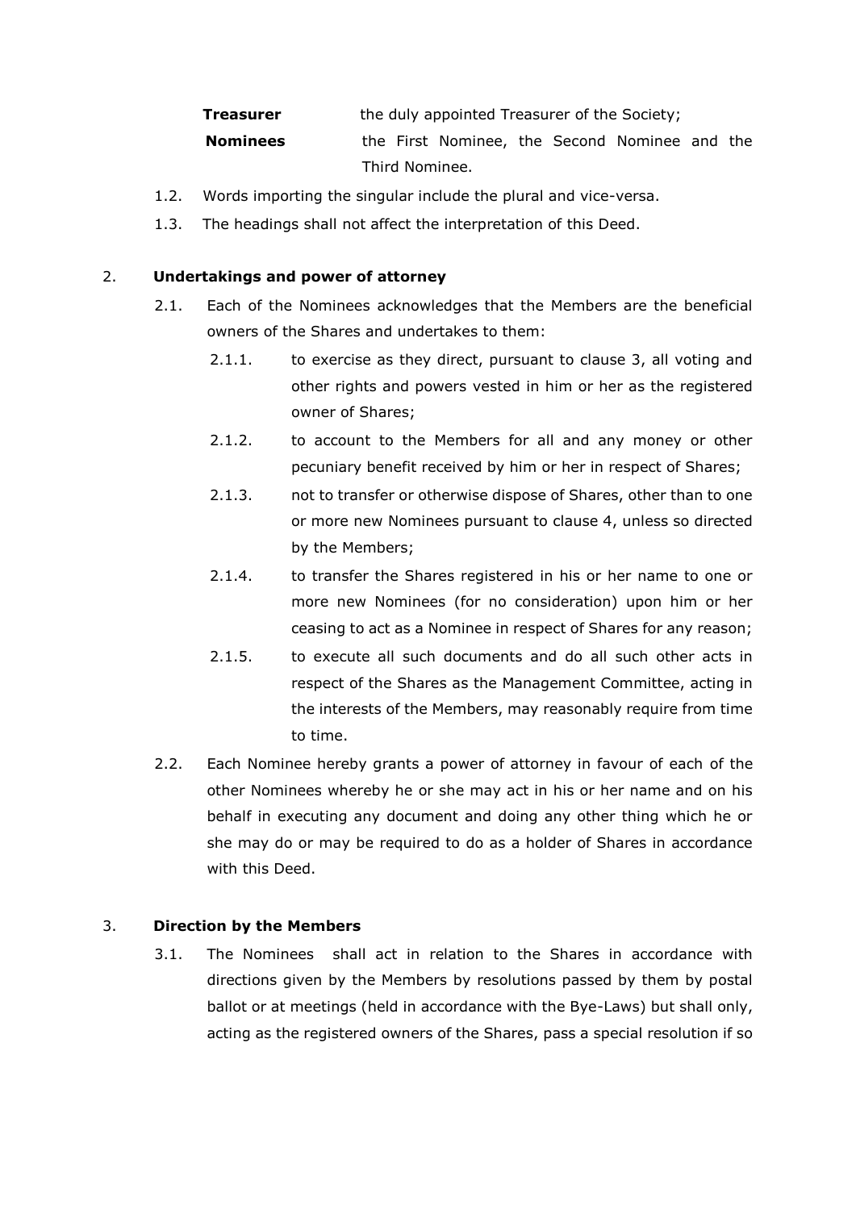| | |
|---|---|
| **Treasurer** | the duly appointed Treasurer of the Society; |
| **Nominees** | the First Nominee, the Second Nominee and the Third Nominee. |

1.2. Words importing the singular include the plural and vice-versa.

1.3. The headings shall not affect the interpretation of this Deed.

## 2. **Undertakings and power of attorney**

2.1. Each of the Nominees acknowledges that the Members are the beneficial owners of the Shares and undertakes to them:

2.1.1. to exercise as they direct, pursuant to clause 3, all voting and other rights and powers vested in him or her as the registered owner of Shares;

2.1.2. to account to the Members for all and any money or other pecuniary benefit received by him or her in respect of Shares;

2.1.3. not to transfer or otherwise dispose of Shares, other than to one or more new Nominees pursuant to clause 4, unless so directed by the Members;

2.1.4. to transfer the Shares registered in his or her name to one or more new Nominees (for no consideration) upon him or her ceasing to act as a Nominee in respect of Shares for any reason;

2.1.5. to execute all such documents and do all such other acts in respect of the Shares as the Management Committee, acting in the interests of the Members, may reasonably require from time to time.

2.2. Each Nominee hereby grants a power of attorney in favour of each of the other Nominees whereby he or she may act in his or her name and on his behalf in executing any document and doing any other thing which he or she may do or may be required to do as a holder of Shares in accordance with this Deed.

## 3. **Direction by the Members**

3.1. The Nominees shall act in relation to the Shares in accordance with directions given by the Members by resolutions passed by them by postal ballot or at meetings (held in accordance with the Bye-Laws) but shall only, acting as the registered owners of the Shares, pass a special resolution if so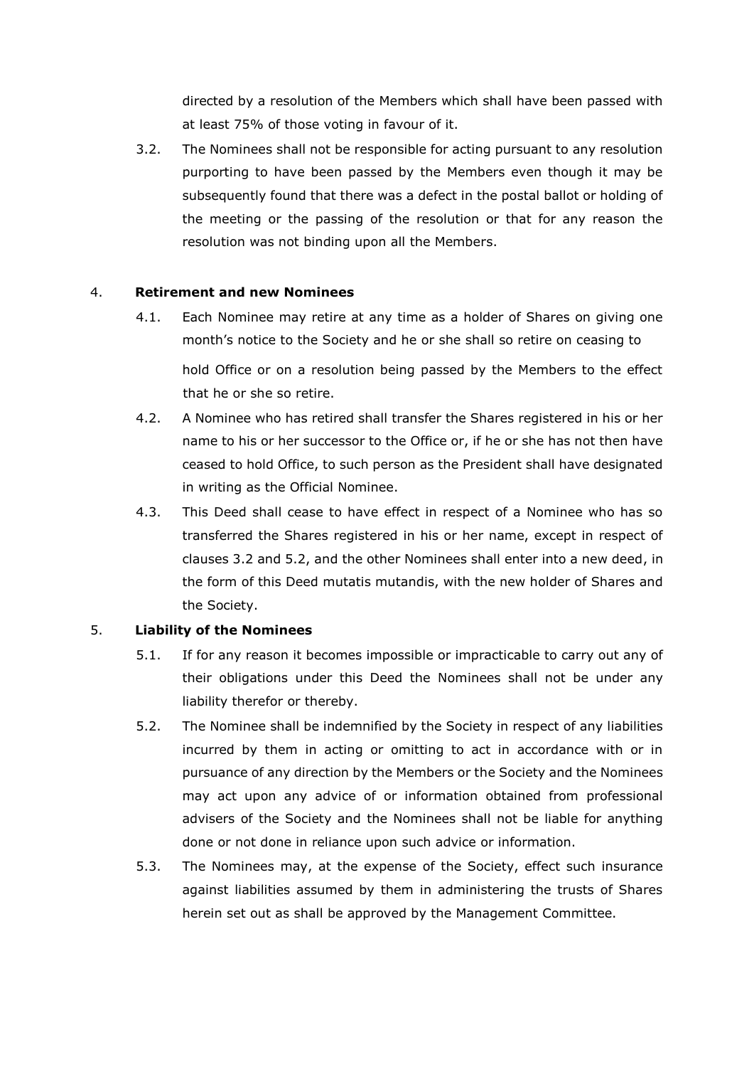directed by a resolution of the Members which shall have been passed with at least 75% of those voting in favour of it.

3.2. The Nominees shall not be responsible for acting pursuant to any resolution purporting to have been passed by the Members even though it may be subsequently found that there was a defect in the postal ballot or holding of the meeting or the passing of the resolution or that for any reason the resolution was not binding upon all the Members.

4. **Retirement and new Nominees**

4.1. Each Nominee may retire at any time as a holder of Shares on giving one month's notice to the Society and he or she shall so retire on ceasing to hold Office or on a resolution being passed by the Members to the effect that he or she so retire.

4.2. A Nominee who has retired shall transfer the Shares registered in his or her name to his or her successor to the Office or, if he or she has not then have ceased to hold Office, to such person as the President shall have designated in writing as the Official Nominee.

4.3. This Deed shall cease to have effect in respect of a Nominee who has so transferred the Shares registered in his or her name, except in respect of clauses 3.2 and 5.2, and the other Nominees shall enter into a new deed, in the form of this Deed mutatis mutandis, with the new holder of Shares and the Society.

5. **Liability of the Nominees**

5.1. If for any reason it becomes impossible or impracticable to carry out any of their obligations under this Deed the Nominees shall not be under any liability therefor or thereby.

5.2. The Nominee shall be indemnified by the Society in respect of any liabilities incurred by them in acting or omitting to act in accordance with or in pursuance of any direction by the Members or the Society and the Nominees may act upon any advice of or information obtained from professional advisers of the Society and the Nominees shall not be liable for anything done or not done in reliance upon such advice or information.

5.3. The Nominees may, at the expense of the Society, effect such insurance against liabilities assumed by them in administering the trusts of Shares herein set out as shall be approved by the Management Committee.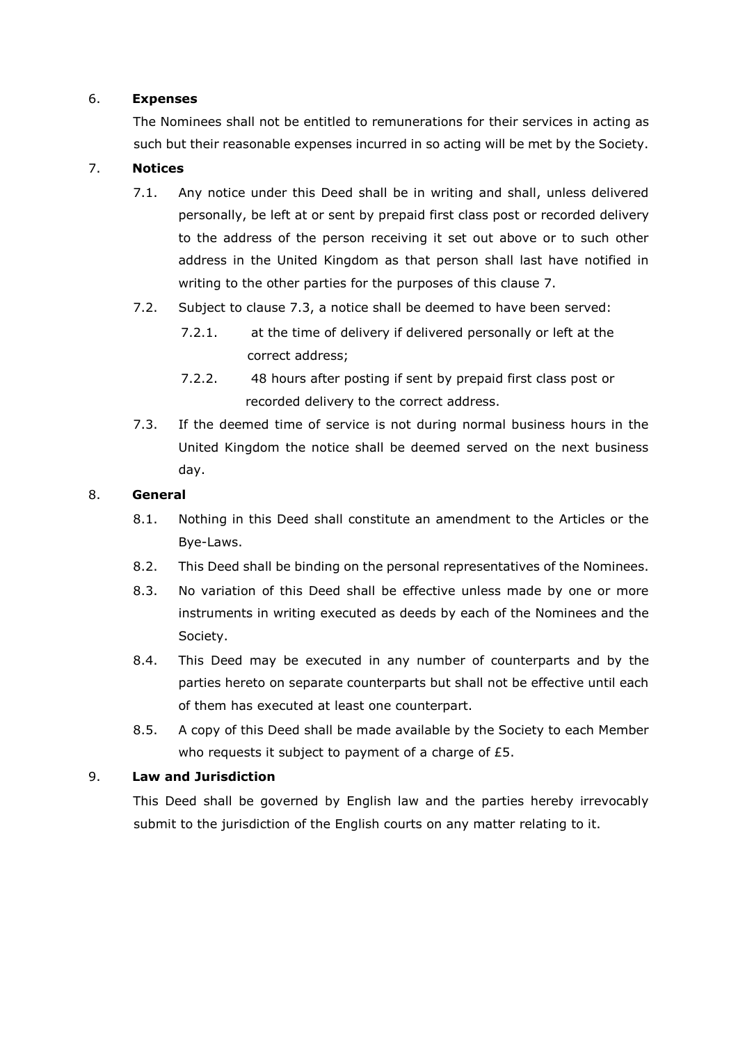6. **Expenses**

The Nominees shall not be entitled to remunerations for their services in acting as such but their reasonable expenses incurred in so acting will be met by the Society.

7. **Notices**

7.1. Any notice under this Deed shall be in writing and shall, unless delivered personally, be left at or sent by prepaid first class post or recorded delivery to the address of the person receiving it set out above or to such other address in the United Kingdom as that person shall last have notified in writing to the other parties for the purposes of this clause 7.

7.2. Subject to clause 7.3, a notice shall be deemed to have been served:

7.2.1. at the time of delivery if delivered personally or left at the correct address;

7.2.2. 48 hours after posting if sent by prepaid first class post or recorded delivery to the correct address.

7.3. If the deemed time of service is not during normal business hours in the United Kingdom the notice shall be deemed served on the next business day.

8. **General**

8.1. Nothing in this Deed shall constitute an amendment to the Articles or the Bye-Laws.

8.2. This Deed shall be binding on the personal representatives of the Nominees.

8.3. No variation of this Deed shall be effective unless made by one or more instruments in writing executed as deeds by each of the Nominees and the Society.

8.4. This Deed may be executed in any number of counterparts and by the parties hereto on separate counterparts but shall not be effective until each of them has executed at least one counterpart.

8.5. A copy of this Deed shall be made available by the Society to each Member who requests it subject to payment of a charge of £5.

9. **Law and Jurisdiction**

This Deed shall be governed by English law and the parties hereby irrevocably submit to the jurisdiction of the English courts on any matter relating to it.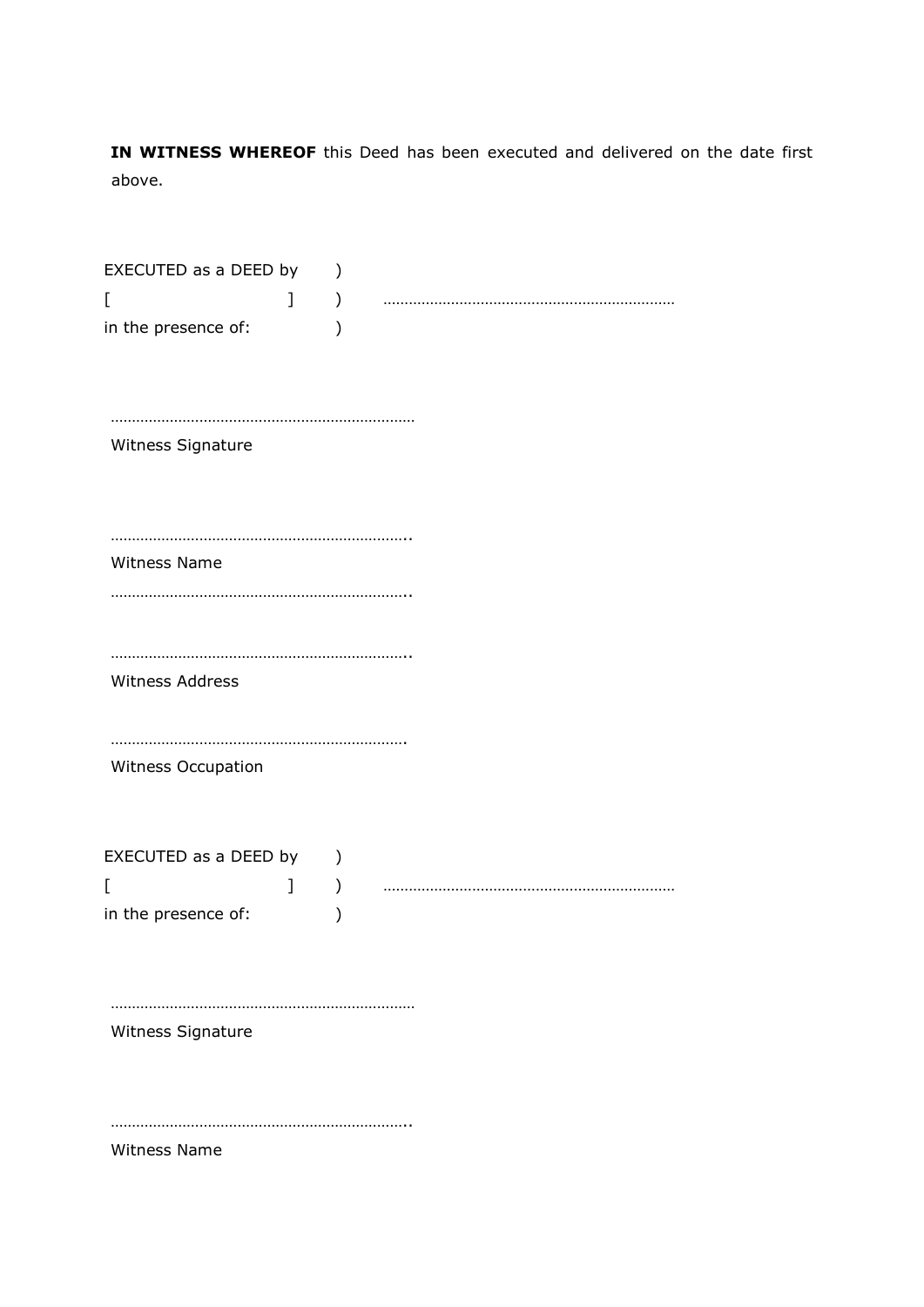**IN WITNESS WHEREOF** this Deed has been executed and delivered on the date first above.

EXECUTED as a DEED by )
[ ] ) ……………………………………………………………
in the presence of: )

………………………………………………………………

Witness Signature

……………………………………………………………..

Witness Name

……………………………………………………………..

……………………………………………………………..

Witness Address

…………………………………………………………….

Witness Occupation

EXECUTED as a DEED by )
[ ] ) ……………………………………………………………
in the presence of: )

………………………………………………………………

Witness Signature

……………………………………………………………..

Witness Name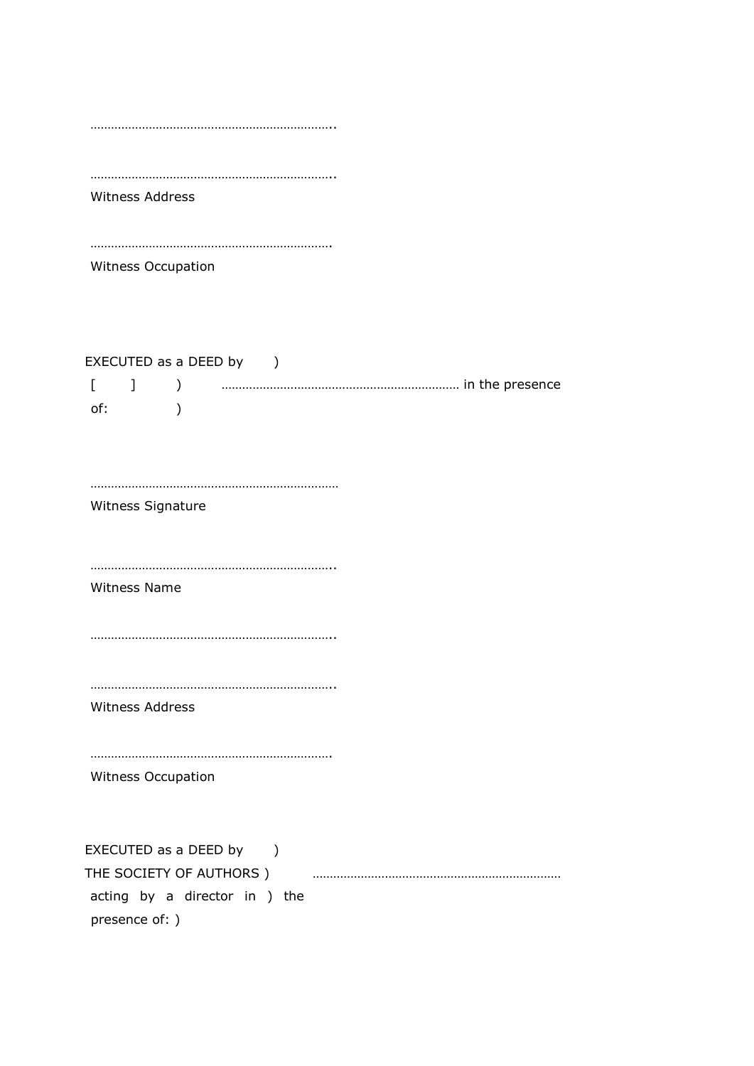……………………………………………………………..

……………………………………………………………..
Witness Address

…………………………………………………………….
Witness Occupation

EXECUTED as a DEED by )
[ ] ) …………………………………………………………… in the presence of: )

………………………………………………………………
Witness Signature

……………………………………………………………..
Witness Name

……………………………………………………………..

……………………………………………………………..
Witness Address

…………………………………………………………….
Witness Occupation

EXECUTED as a DEED by )
THE SOCIETY OF AUTHORS ) ………………………………………………………………
acting by a director in ) the presence of: )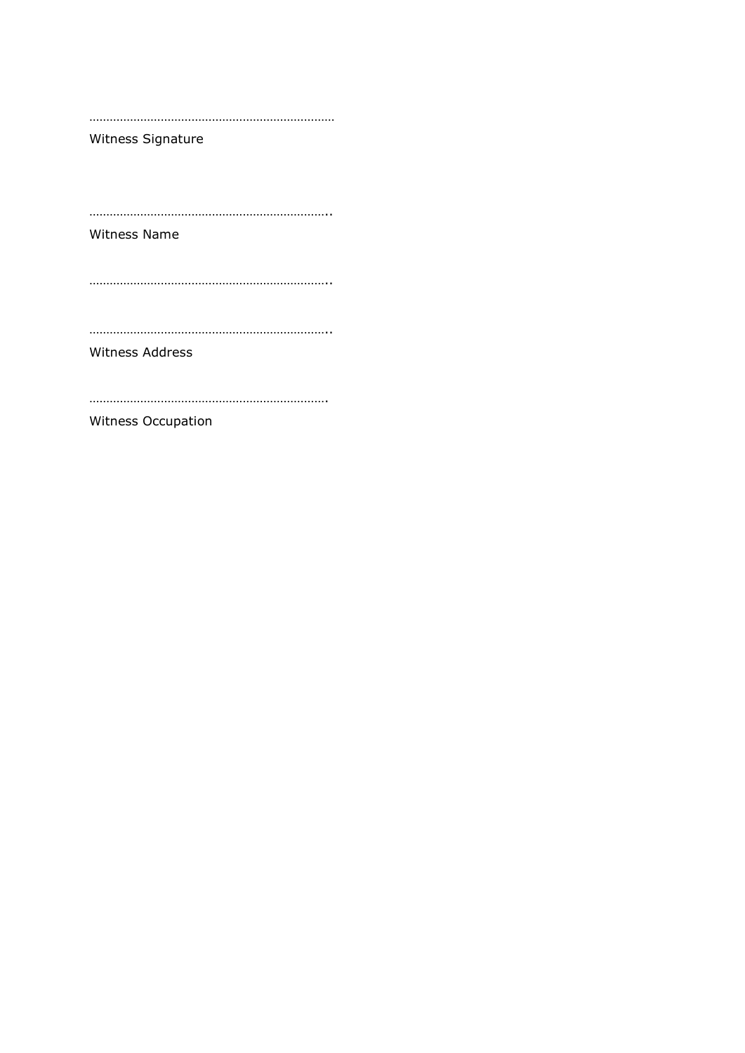………………………………………………………………

Witness Signature

……………………………………………………………..

Witness Name

……………………………………………………………..

……………………………………………………………..

Witness Address

…………………………………………………………….

Witness Occupation